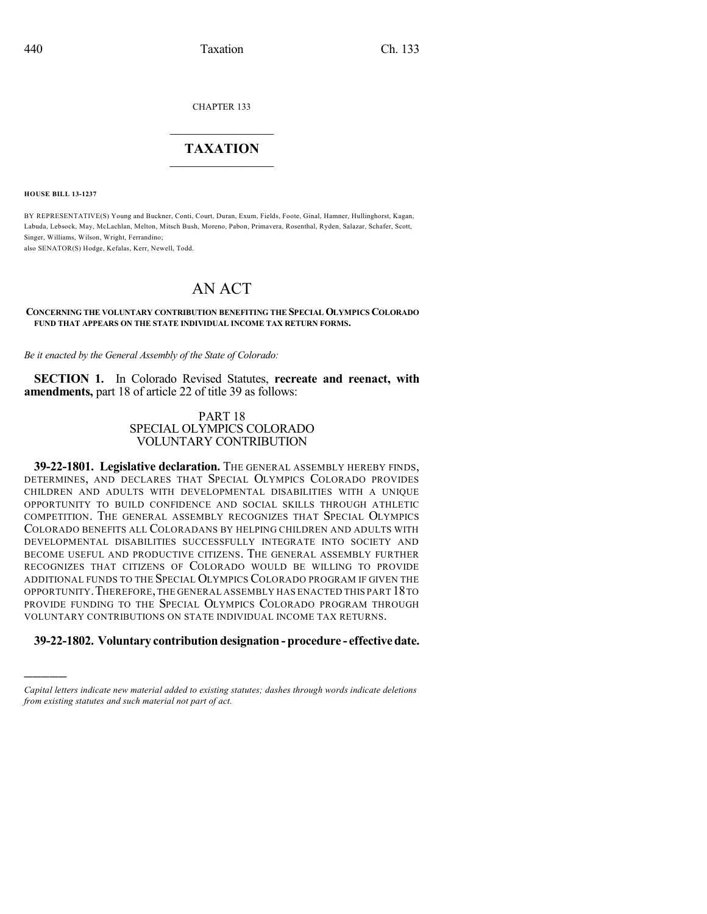CHAPTER 133

# TAXATION

**HOUSE BILL 13-1237**

BY REPRESENTATIVE(S) Young and Buckner, Conti, Court, Duran, Exum, Fields, Foote, Ginal, Hamner, Hullinghorst, Kagan, Labuda, Lebsock, May, McLachlan, Melton, Mitsch Bush, Moreno, Pabon, Primavera, Rosenthal, Ryden, Salazar, Schafer, Scott, Singer, Williams, Wilson, Wright, Ferrandino;
also SENATOR(S) Hodge, Kefalas, Kerr, Newell, Todd.

# AN ACT

**CONCERNING THE VOLUNTARY CONTRIBUTION BENEFITING THE SPECIAL OLYMPICS COLORADO FUND THAT APPEARS ON THE STATE INDIVIDUAL INCOME TAX RETURN FORMS.**

*Be it enacted by the General Assembly of the State of Colorado:*

**SECTION 1.** In Colorado Revised Statutes, **recreate and reenact, with amendments,** part 18 of article 22 of title 39 as follows:

PART 18
SPECIAL OLYMPICS COLORADO
VOLUNTARY CONTRIBUTION

**39-22-1801. Legislative declaration.** THE GENERAL ASSEMBLY HEREBY FINDS, DETERMINES, AND DECLARES THAT SPECIAL OLYMPICS COLORADO PROVIDES CHILDREN AND ADULTS WITH DEVELOPMENTAL DISABILITIES WITH A UNIQUE OPPORTUNITY TO BUILD CONFIDENCE AND SOCIAL SKILLS THROUGH ATHLETIC COMPETITION. THE GENERAL ASSEMBLY RECOGNIZES THAT SPECIAL OLYMPICS COLORADO BENEFITS ALL COLORADANS BY HELPING CHILDREN AND ADULTS WITH DEVELOPMENTAL DISABILITIES SUCCESSFULLY INTEGRATE INTO SOCIETY AND BECOME USEFUL AND PRODUCTIVE CITIZENS. THE GENERAL ASSEMBLY FURTHER RECOGNIZES THAT CITIZENS OF COLORADO WOULD BE WILLING TO PROVIDE ADDITIONAL FUNDS TO THE SPECIAL OLYMPICS COLORADO PROGRAM IF GIVEN THE OPPORTUNITY. THEREFORE, THE GENERAL ASSEMBLY HAS ENACTED THIS PART 18 TO PROVIDE FUNDING TO THE SPECIAL OLYMPICS COLORADO PROGRAM THROUGH VOLUNTARY CONTRIBUTIONS ON STATE INDIVIDUAL INCOME TAX RETURNS.

**39-22-1802. Voluntary contribution designation - procedure - effective date.**

---

*Capital letters indicate new material added to existing statutes; dashes through words indicate deletions from existing statutes and such material not part of act.*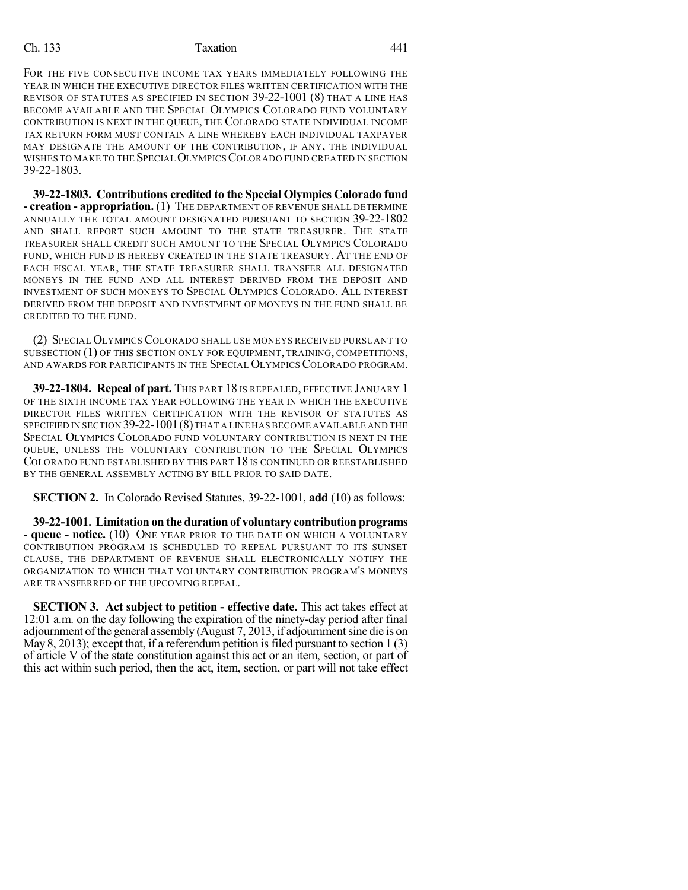FOR THE FIVE CONSECUTIVE INCOME TAX YEARS IMMEDIATELY FOLLOWING THE YEAR IN WHICH THE EXECUTIVE DIRECTOR FILES WRITTEN CERTIFICATION WITH THE REVISOR OF STATUTES AS SPECIFIED IN SECTION 39-22-1001 (8) THAT A LINE HAS BECOME AVAILABLE AND THE SPECIAL OLYMPICS COLORADO FUND VOLUNTARY CONTRIBUTION IS NEXT IN THE QUEUE, THE COLORADO STATE INDIVIDUAL INCOME TAX RETURN FORM MUST CONTAIN A LINE WHEREBY EACH INDIVIDUAL TAXPAYER MAY DESIGNATE THE AMOUNT OF THE CONTRIBUTION, IF ANY, THE INDIVIDUAL WISHES TO MAKE TO THE SPECIAL OLYMPICS COLORADO FUND CREATED IN SECTION 39-22-1803.

**39-22-1803. Contributions credited to the Special Olympics Colorado fund - creation - appropriation.** (1) THE DEPARTMENT OF REVENUE SHALL DETERMINE ANNUALLY THE TOTAL AMOUNT DESIGNATED PURSUANT TO SECTION 39-22-1802 AND SHALL REPORT SUCH AMOUNT TO THE STATE TREASURER. THE STATE TREASURER SHALL CREDIT SUCH AMOUNT TO THE SPECIAL OLYMPICS COLORADO FUND, WHICH FUND IS HEREBY CREATED IN THE STATE TREASURY. AT THE END OF EACH FISCAL YEAR, THE STATE TREASURER SHALL TRANSFER ALL DESIGNATED MONEYS IN THE FUND AND ALL INTEREST DERIVED FROM THE DEPOSIT AND INVESTMENT OF SUCH MONEYS TO SPECIAL OLYMPICS COLORADO. ALL INTEREST DERIVED FROM THE DEPOSIT AND INVESTMENT OF MONEYS IN THE FUND SHALL BE CREDITED TO THE FUND.

(2) SPECIAL OLYMPICS COLORADO SHALL USE MONEYS RECEIVED PURSUANT TO SUBSECTION (1) OF THIS SECTION ONLY FOR EQUIPMENT, TRAINING, COMPETITIONS, AND AWARDS FOR PARTICIPANTS IN THE SPECIAL OLYMPICS COLORADO PROGRAM.

**39-22-1804. Repeal of part.** THIS PART 18 IS REPEALED, EFFECTIVE JANUARY 1 OF THE SIXTH INCOME TAX YEAR FOLLOWING THE YEAR IN WHICH THE EXECUTIVE DIRECTOR FILES WRITTEN CERTIFICATION WITH THE REVISOR OF STATUTES AS SPECIFIED IN SECTION 39-22-1001 (8) THAT A LINE HAS BECOME AVAILABLE AND THE SPECIAL OLYMPICS COLORADO FUND VOLUNTARY CONTRIBUTION IS NEXT IN THE QUEUE, UNLESS THE VOLUNTARY CONTRIBUTION TO THE SPECIAL OLYMPICS COLORADO FUND ESTABLISHED BY THIS PART 18 IS CONTINUED OR REESTABLISHED BY THE GENERAL ASSEMBLY ACTING BY BILL PRIOR TO SAID DATE.

**SECTION 2.** In Colorado Revised Statutes, 39-22-1001, **add** (10) as follows:

**39-22-1001. Limitation on the duration of voluntary contribution programs - queue - notice.** (10) ONE YEAR PRIOR TO THE DATE ON WHICH A VOLUNTARY CONTRIBUTION PROGRAM IS SCHEDULED TO REPEAL PURSUANT TO ITS SUNSET CLAUSE, THE DEPARTMENT OF REVENUE SHALL ELECTRONICALLY NOTIFY THE ORGANIZATION TO WHICH THAT VOLUNTARY CONTRIBUTION PROGRAM'S MONEYS ARE TRANSFERRED OF THE UPCOMING REPEAL.

**SECTION 3. Act subject to petition - effective date.** This act takes effect at 12:01 a.m. on the day following the expiration of the ninety-day period after final adjournment of the general assembly (August 7, 2013, if adjournment sine die is on May 8, 2013); except that, if a referendum petition is filed pursuant to section 1 (3) of article V of the state constitution against this act or an item, section, or part of this act within such period, then the act, item, section, or part will not take effect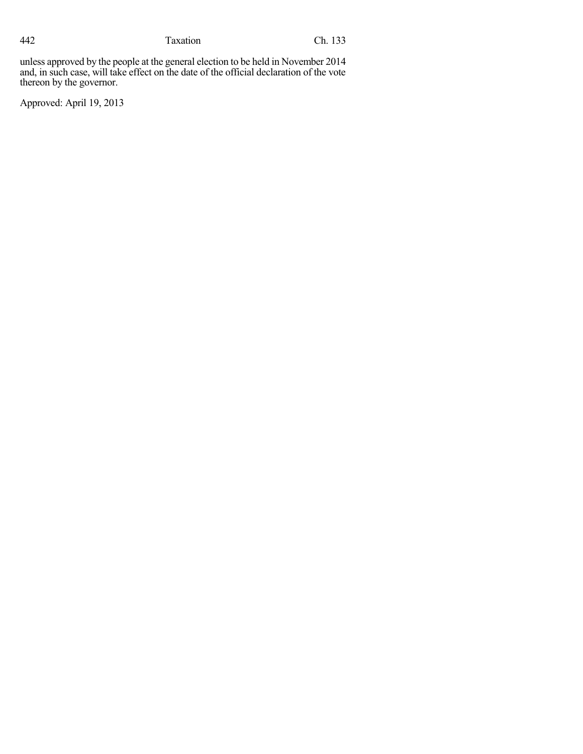unless approved by the people at the general election to be held in November 2014 and, in such case, will take effect on the date of the official declaration of the vote thereon by the governor.

Approved: April 19, 2013